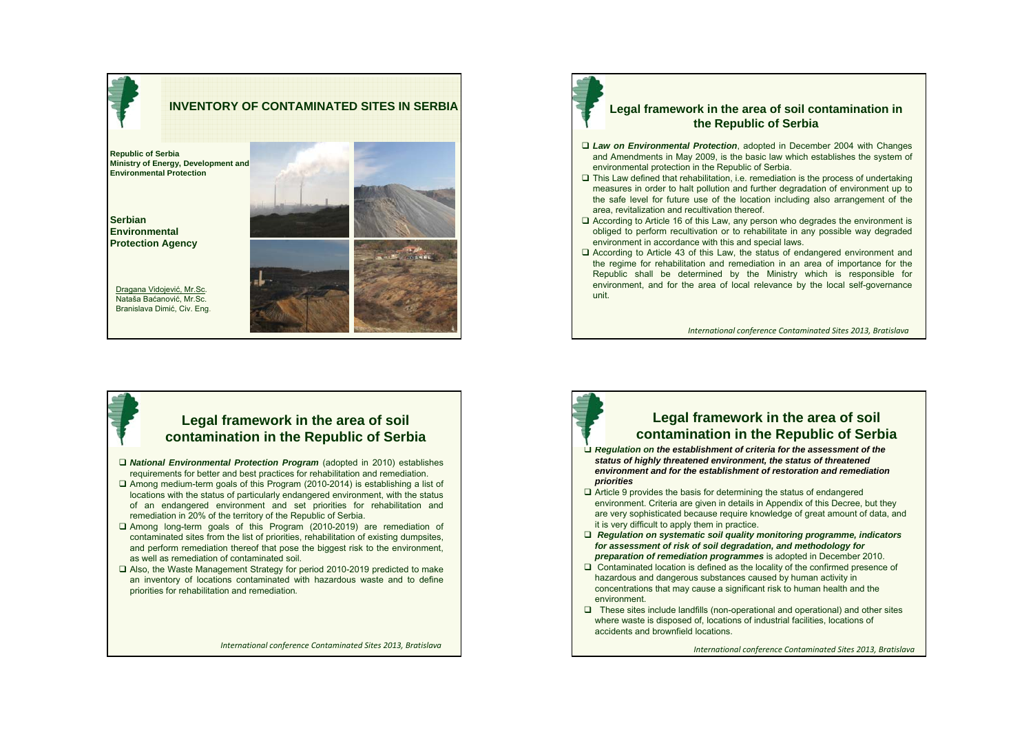# INVENTORY OF CONTAMINATED SITES IN SERBIA

**Republic of Serbia**
**Ministry of Energy, Development and Environmental Protection**

**Serbian Environmental Protection Agency**

Dragana Vidojević, Mr.Sc.
Nataša Baćanović, Mr.Sc.
Branislava Dimić, Civ. Eng.

## Legal framework in the area of soil contamination in the Republic of Serbia

- ***Law on Environmental Protection***, adopted in December 2004 with Changes and Amendments in May 2009, is the basic law which establishes the system of environmental protection in the Republic of Serbia.
- This Law defined that rehabilitation, i.e. remediation is the process of undertaking measures in order to halt pollution and further degradation of environment up to the safe level for future use of the location including also arrangement of the area, revitalization and recultivation thereof.
- According to Article 16 of this Law, any person who degrades the environment is obliged to perform recultivation or to rehabilitate in any possible way degraded environment in accordance with this and special laws.
- According to Article 43 of this Law, the status of endangered environment and the regime for rehabilitation and remediation in an area of importance for the Republic shall be determined by the Ministry which is responsible for environment, and for the area of local relevance by the local self-governance unit.

## Legal framework in the area of soil contamination in the Republic of Serbia

- ***National Environmental Protection Program*** (adopted in 2010) establishes requirements for better and best practices for rehabilitation and remediation.
- Among medium-term goals of this Program (2010-2014) is establishing a list of locations with the status of particularly endangered environment, with the status of an endangered environment and set priorities for rehabilitation and remediation in 20% of the territory of the Republic of Serbia.
- Among long-term goals of this Program (2010-2019) are remediation of contaminated sites from the list of priorities, rehabilitation of existing dumpsites, and perform remediation thereof that pose the biggest risk to the environment, as well as remediation of contaminated soil.
- Also, the Waste Management Strategy for period 2010-2019 predicted to make an inventory of locations contaminated with hazardous waste and to define priorities for rehabilitation and remediation.

## Legal framework in the area of soil contamination in the Republic of Serbia

- ***Regulation on the establishment of criteria for the assessment of the status of highly threatened environment, the status of threatened environment and for the establishment of restoration and remediation priorities***
- Article 9 provides the basis for determining the status of endangered environment. Criteria are given in details in Appendix of this Decree, but they are very sophisticated because require knowledge of great amount of data, and it is very difficult to apply them in practice.
- ***Regulation on systematic soil quality monitoring programme, indicators for assessment of risk of soil degradation, and methodology for preparation of remediation programmes*** is adopted in December 2010.
- Contaminated location is defined as the locality of the confirmed presence of hazardous and dangerous substances caused by human activity in concentrations that may cause a significant risk to human health and the environment.
- These sites include landfills (non-operational and operational) and other sites where waste is disposed of, locations of industrial facilities, locations of accidents and brownfield locations.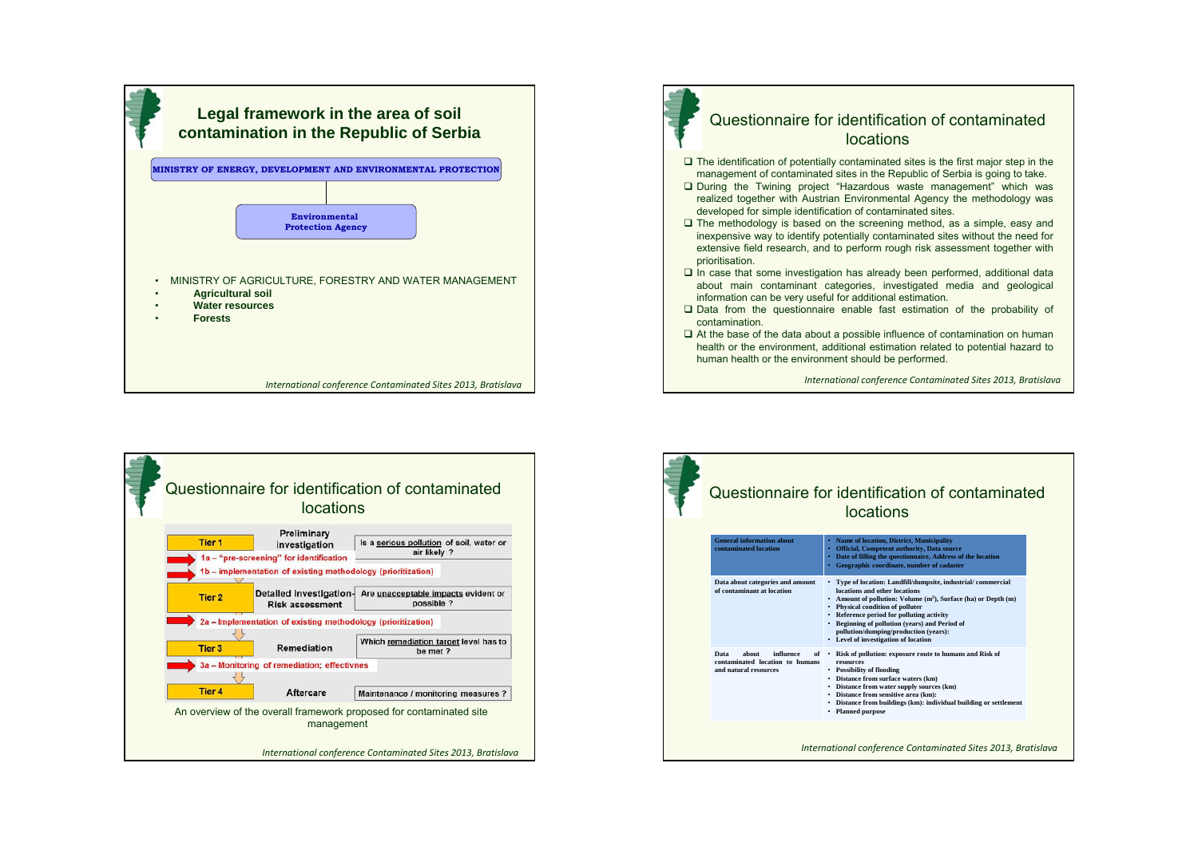## Legal framework in the area of soil contamination in the Republic of Serbia

**MINISTRY OF ENERGY, DEVELOPMENT AND ENVIRONMENTAL PROTECTION**

**Environmental Protection Agency**

- MINISTRY OF AGRICULTURE, FORESTRY AND WATER MANAGEMENT
- **Agricultural soil**
- **Water resources**
- **Forests**

## Questionnaire for identification of contaminated locations

- The identification of potentially contaminated sites is the first major step in the management of contaminated sites in the Republic of Serbia is going to take.
- During the Twining project "Hazardous waste management" which was realized together with Austrian Environmental Agency the methodology was developed for simple identification of contaminated sites.
- The methodology is based on the screening method, as a simple, easy and inexpensive way to identify potentially contaminated sites without the need for extensive field research, and to perform rough risk assessment together with prioritisation.
- In case that some investigation has already been performed, additional data about main contaminant categories, investigated media and geological information can be very useful for additional estimation.
- Data from the questionnaire enable fast estimation of the probability of contamination.
- At the base of the data about a possible influence of contamination on human health or the environment, additional estimation related to potential hazard to human health or the environment should be performed.

## Questionnaire for identification of contaminated locations

| Tier | Stage | Question |
|---|---|---|
| Tier 1 | Preliminary investigation | Is a serious pollution of soil, water or air likely ? |
| | 1a – "pre-screening" for identification | |
| | 1b – implementation of existing methodology (prioritization) | |
| Tier 2 | Detailed investigation-Risk assessment | Are unacceptable impacts evident or possible ? |
| | 2a – Implementation of existing methodology (prioritization) | |
| Tier 3 | Remediation | Which remediation target level has to be met ? |
| | 3a – Monitoring of remediation; effectivnes | |
| Tier 4 | Aftercare | Maintenance / monitoring measures ? |

An overview of the overall framework proposed for contaminated site management

## Questionnaire for identification of contaminated locations

| | |
|---|---|
| **General information about contaminated location** | • Name of location, District, Municipality<br>• Official, Competent authority, Data source<br>• Date of filling the questionnaire, Address of the location<br>• Geographic coordinate, number of cadaster |
| **Data about categories and amount of contaminant at location** | • Type of location: Landfill/dumpsite, industrial/ commercial locations and other locations<br>• Amount of pollution: Volume ($m^3$), Surface (ha) or Depth (m)<br>• Physical condition of polluter<br>• Reference period for polluting activity<br>• Beginning of pollution (years) and Period of pollution/dumping/production (years):<br>• Level of investigation of location |
| **Data about influence of contaminated location to humans and natural resources** | • Risk of pollution: exposure route to humans and Risk of resources<br>• Possibility of flooding<br>• Distance from surface waters (km)<br>• Distance from water supply sources (km)<br>• Distance from sensitive area (km):<br>• Distance from buildings (km): individual building or settlement<br>• Planned purpose |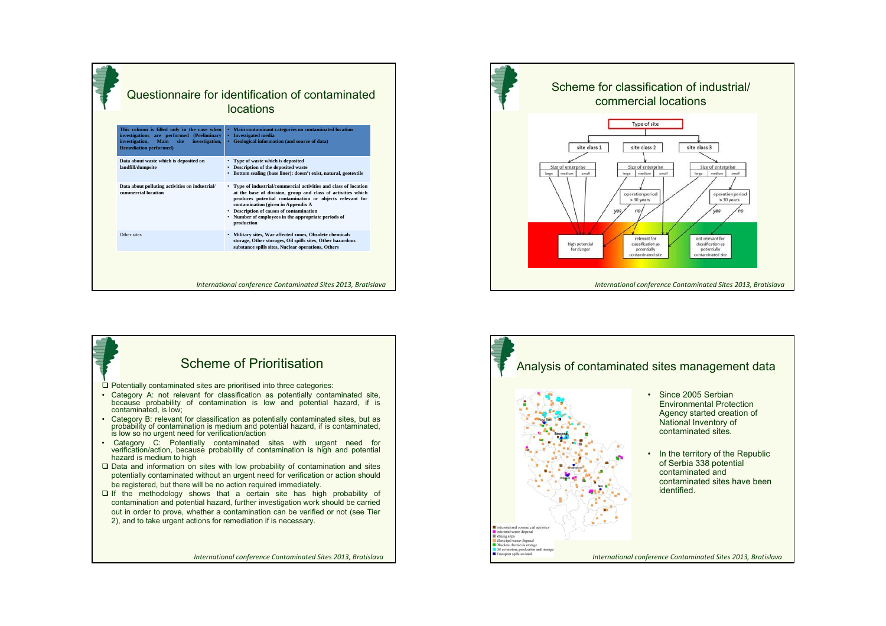## Questionnaire for identification of contaminated locations

| This column is filled only in the case when investigations are performed (Preliminary investigation, Main site investigation, Remediation performed) | • Main contaminant categories on contaminated location<br>• Investigated media<br>• Geological information (and source of data) |
|---|---|
| Data about waste which is deposited on landfill/dumpsite | • Type of waste which is deposited<br>• Description of the deposited waste<br>• Bottom sealing (base liner): doesn't exist, natural, geotextile |
| Data about polluting activities on industrial/ commercial location | • Type of industrial/commercial activities and class of location at the base of division, group and class of activities which produces potential contamination or objects relevant for contamination (given in Appendix A<br>• Description of causes of contamination<br>• Number of employees in the appropriate periods of production |
| Other sites | • Military sites, War affected zones, Obsolete chemicals storage, Other storages, Oil spills sites, Other hazardous substance spills sites, Nuclear operations, Others |

## Scheme for classification of industrial/ commercial locations

Type of site

site class 1 | site class 2 | site class 3

Size of enterprise: large, medium, small

operationperiod > 30 years: yes / no

high potential for danger | relevant for classification as potentially contaminated site | not relevant for classification as potentially contaminated site

## Scheme of Prioritisation

- Potentially contaminated sites are prioritised into three categories:
  - Category A: not relevant for classification as potentially contaminated site, because probability of contamination is low and potential hazard, if is contaminated, is low;
  - Category B: relevant for classification as potentially contaminated sites, but as probability of contamination is medium and potential hazard, if is contaminated, is low so no urgent need for verification/action
  - Category C: Potentially contaminated sites with urgent need for verification/action, because probability of contamination is high and potential hazard is medium to high
- Data and information on sites with low probability of contamination and sites potentially contaminated without an urgent need for verification or action should be registered, but there will be no action required immediately.
- If the methodology shows that a certain site has high probability of contamination and potential hazard, further investigation work should be carried out in order to prove, whether a contamination can be verified or not (see Tier 2), and to take urgent actions for remediation if is necessary.

## Analysis of contaminated sites management data

- Industrial and commercial activities
- Industrial waste disposal
- Mining sites
- Municipal waste disposal
- Obsolete chemicals storage
- Oil extraction, production and storage
- Transport spills on land

- Since 2005 Serbian Environmental Protection Agency started creation of National Inventory of contaminated sites.
- In the territory of the Republic of Serbia 338 potential contaminated and contaminated sites have been identified.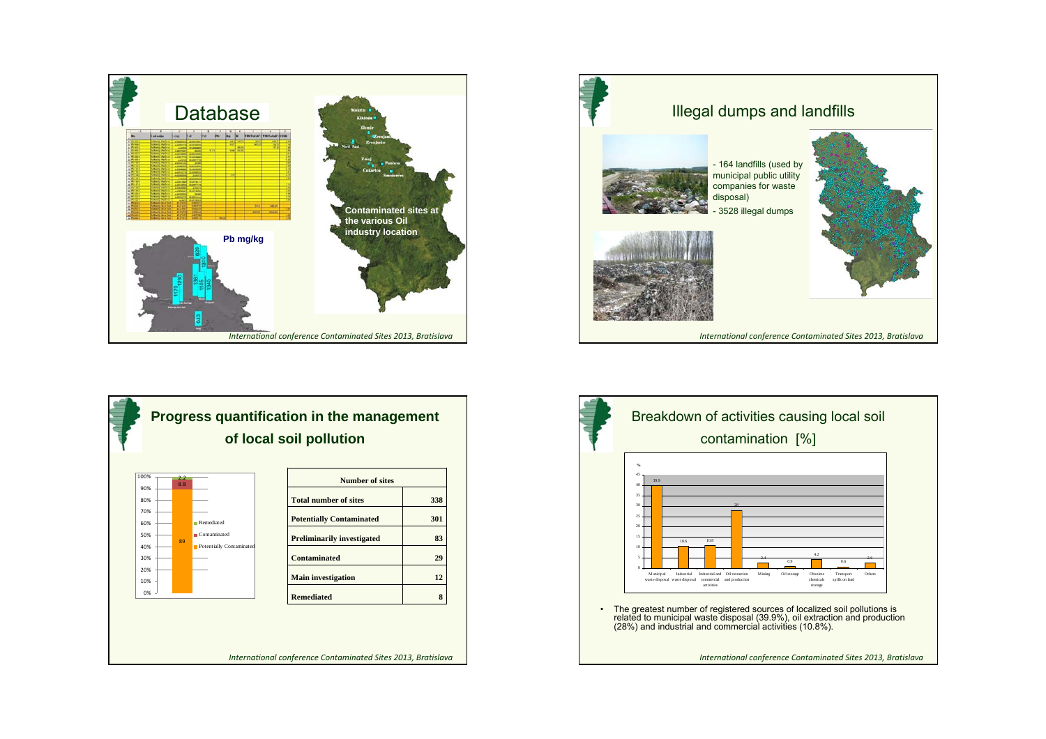# Database

Pb mg/kg

Contaminated sites at the various Oil industry location

# Illegal dumps and landfills

- 164 landfills (used by municipal public utility companies for waste disposal)
- 3528 illegal dumps

# Progress quantification in the management of local soil pollution

| Number of sites | |
|---|---|
| Total number of sites | 338 |
| Potentially Contaminated | 301 |
| Preliminarily investigated | 83 |
| Contaminated | 29 |
| Main investigation | 12 |
| Remediated | 8 |

# Breakdown of activities causing local soil contamination [%]

| Activity | % |
|---|---|
| Municipal waste disposal | 39.9 |
| Industrial waste disposal | 10.6 |
| Industrial and commercial activities | 10.8 |
| Oil extraction and production | 28 |
| Mining | 2.4 |
| Oil storage | 0.9 |
| Obsolete chemicals storage | 4.2 |
| Transport spills on land | 0.6 |
| Others | 2.6 |

- The greatest number of registered sources of localized soil pollutions is related to municipal waste disposal (39.9%), oil extraction and production (28%) and industrial and commercial activities (10.8%).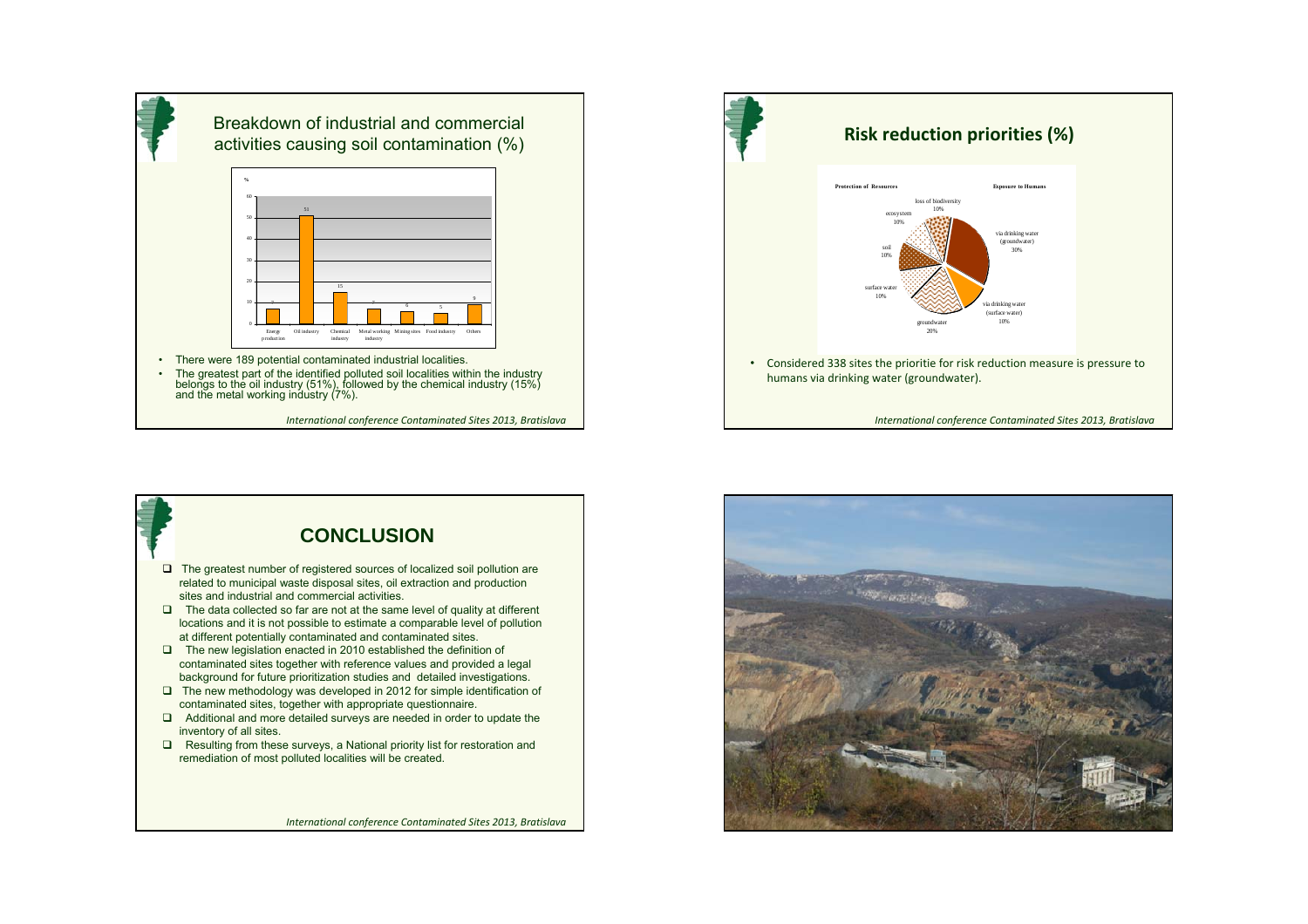## Breakdown of industrial and commercial activities causing soil contamination (%)

| Activity | % |
| --- | --- |
| Energy production | 7 |
| Oil industry | 51 |
| Chemical industry | 15 |
| Metal working industry | 7 |
| Mining sites | 6 |
| Food industry | 5 |
| Others | 9 |

- There were 189 potential contaminated industrial localities.
- The greatest part of the identified polluted soil localities within the industry belongs to the oil industry (51%), followed by the chemical industry (15%) and the metal working industry (7%).

## Risk reduction priorities (%)

Protection of Resources / Exposure to Humans

| Category | % |
| --- | --- |
| loss of biodiversity | 10% |
| ecosystem | 10% |
| soil | 10% |
| surface water | 10% |
| groundwater | 20% |
| via drinking water (surface water) | 10% |
| via drinking water (groundwater) | 30% |

- Considered 338 sites the prioritie for risk reduction measure is pressure to humans via drinking water (groundwater).

## CONCLUSION

- The greatest number of registered sources of localized soil pollution are related to municipal waste disposal sites, oil extraction and production sites and industrial and commercial activities.
- The data collected so far are not at the same level of quality at different locations and it is not possible to estimate a comparable level of pollution at different potentially contaminated and contaminated sites.
- The new legislation enacted in 2010 established the definition of contaminated sites together with reference values and provided a legal background for future prioritization studies and detailed investigations.
- The new methodology was developed in 2012 for simple identification of contaminated sites, together with appropriate questionnaire.
- Additional and more detailed surveys are needed in order to update the inventory of all sites.
- Resulting from these surveys, a National priority list for restoration and remediation of most polluted localities will be created.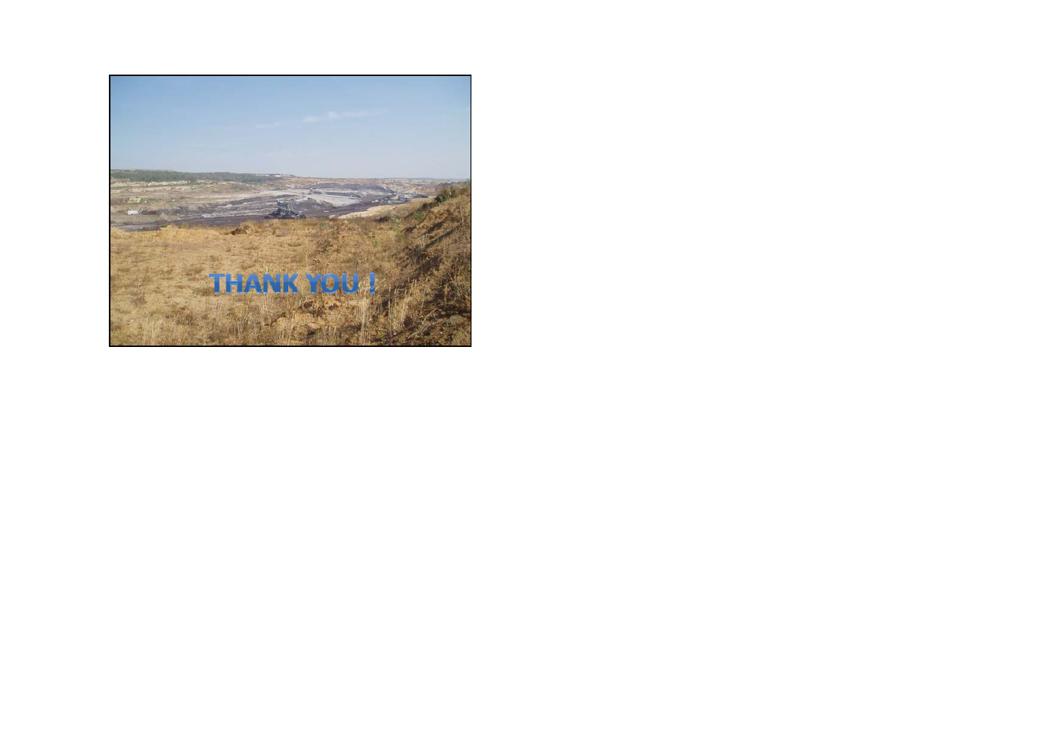THANK YOU !